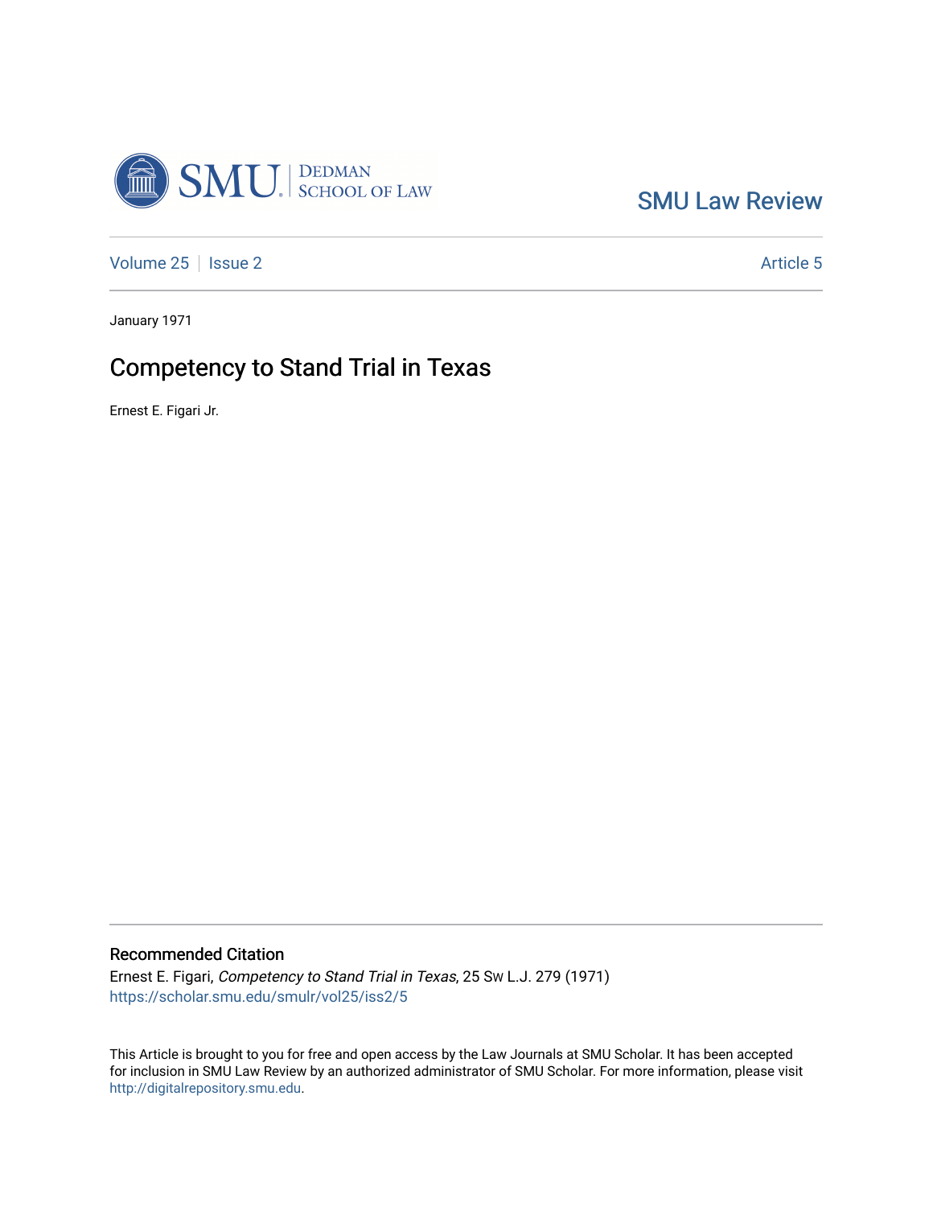SMU Law Review

Volume 25 | Issue 2 | Article 5

January 1971

# Competency to Stand Trial in Texas

Ernest E. Figari Jr.

## Recommended Citation

Ernest E. Figari, *Competency to Stand Trial in Texas*, 25 Sw L.J. 279 (1971)
https://scholar.smu.edu/smulr/vol25/iss2/5

This Article is brought to you for free and open access by the Law Journals at SMU Scholar. It has been accepted for inclusion in SMU Law Review by an authorized administrator of SMU Scholar. For more information, please visit http://digitalrepository.smu.edu.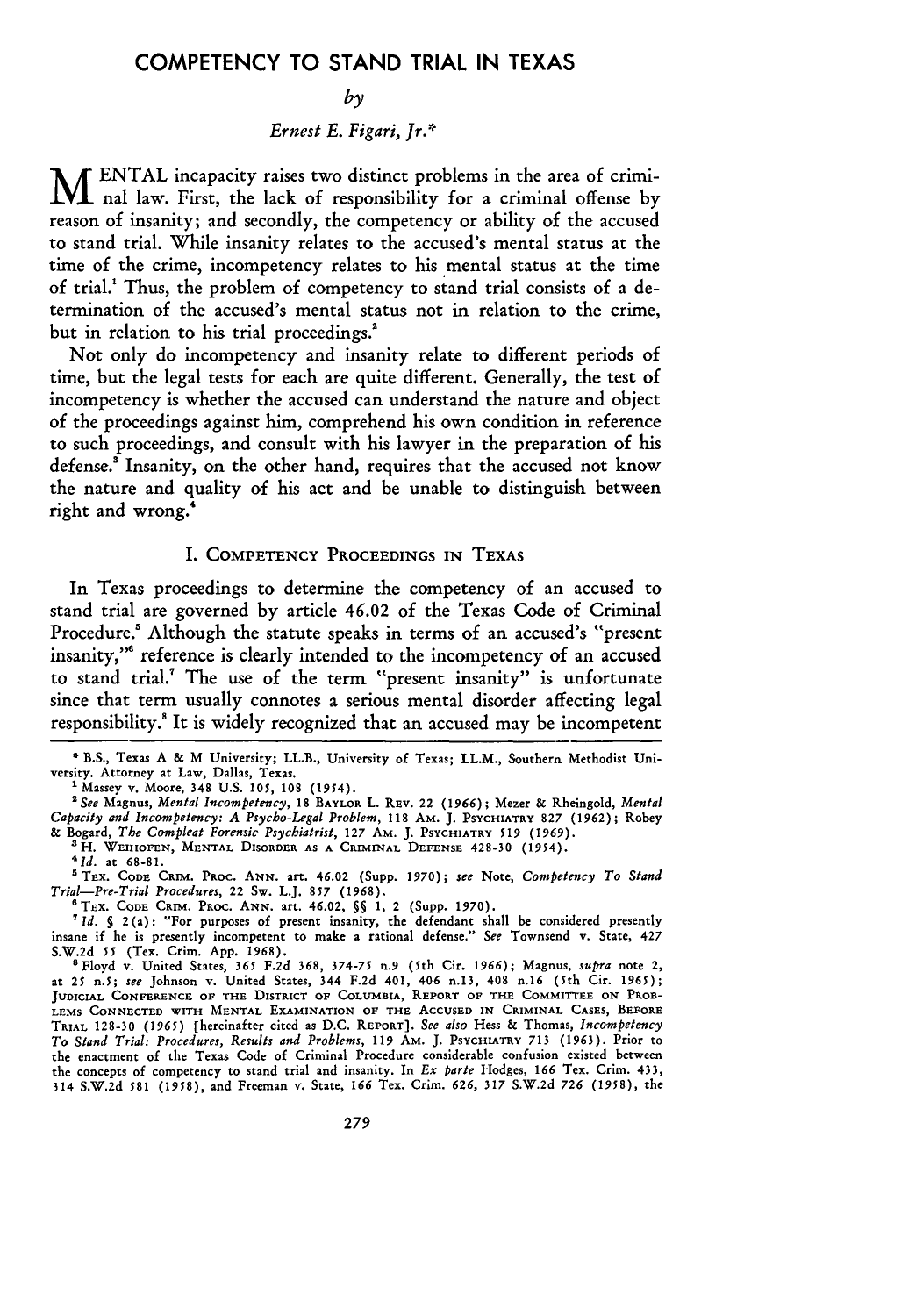# COMPETENCY TO STAND TRIAL IN TEXAS

*by*

*Ernest E. Figari, Jr.\**

MENTAL incapacity raises two distinct problems in the area of criminal law. First, the lack of responsibility for a criminal offense by reason of insanity; and secondly, the competency or ability of the accused to stand trial. While insanity relates to the accused's mental status at the time of the crime, incompetency relates to his mental status at the time of trial.[1] Thus, the problem of competency to stand trial consists of a determination of the accused's mental status not in relation to the crime, but in relation to his trial proceedings.[2]

Not only do incompetency and insanity relate to different periods of time, but the legal tests for each are quite different. Generally, the test of incompetency is whether the accused can understand the nature and object of the proceedings against him, comprehend his own condition in reference to such proceedings, and consult with his lawyer in the preparation of his defense.[3] Insanity, on the other hand, requires that the accused not know the nature and quality of his act and be unable to distinguish between right and wrong.[4]

## I. COMPETENCY PROCEEDINGS IN TEXAS

In Texas proceedings to determine the competency of an accused to stand trial are governed by article 46.02 of the Texas Code of Criminal Procedure.[5] Although the statute speaks in terms of an accused's "present insanity,"[6] reference is clearly intended to the incompetency of an accused to stand trial.[7] The use of the term "present insanity" is unfortunate since that term usually connotes a serious mental disorder affecting legal responsibility.[8] It is widely recognized that an accused may be incompetent

---

\* B.S., Texas A & M University; LL.B., University of Texas; LL.M., Southern Methodist University. Attorney at Law, Dallas, Texas.

[1] Massey v. Moore, 348 U.S. 105, 108 (1954).

[2] *See* Magnus, *Mental Incompetency*, 18 BAYLOR L. REV. 22 (1966); Mezer & Rheingold, *Mental Capacity and Incompetency: A Psycho-Legal Problem*, 118 AM. J. PSYCHIATRY 827 (1962); Robey & Bogard, *The Compleat Forensic Psychiatrist*, 127 AM. J. PSYCHIATRY 519 (1969).

[3] H. WEIHOFEN, MENTAL DISORDER AS A CRIMINAL DEFENSE 428-30 (1954).

[4] *Id.* at 68-81.

[5] TEX. CODE CRIM. PROC. ANN. art. 46.02 (Supp. 1970); *see* Note, *Competency To Stand Trial—Pre-Trial Procedures*, 22 Sw. L.J. 857 (1968).

[6] TEX. CODE CRIM. PROC. ANN. art. 46.02, §§ 1, 2 (Supp. 1970).

[7] *Id.* § 2(a): "For purposes of present insanity, the defendant shall be considered presently insane if he is presently incompetent to make a rational defense." *See* Townsend v. State, 427 S.W.2d 55 (Tex. Crim. App. 1968).

[8] Floyd v. United States, 365 F.2d 368, 374-75 n.9 (5th Cir. 1966); Magnus, *supra* note 2, at 25 n.5; *see* Johnson v. United States, 344 F.2d 401, 406 n.13, 408 n.16 (5th Cir. 1965); JUDICIAL CONFERENCE OF THE DISTRICT OF COLUMBIA, REPORT OF THE COMMITTEE ON PROBLEMS CONNECTED WITH MENTAL EXAMINATION OF THE ACCUSED IN CRIMINAL CASES, BEFORE TRIAL 128-30 (1965) [hereinafter cited as D.C. REPORT]. *See also* Hess & Thomas, *Incompetency To Stand Trial: Procedures, Results and Problems*, 119 AM. J. PSYCHIATRY 713 (1963). Prior to the enactment of the Texas Code of Criminal Procedure considerable confusion existed between the concepts of competency to stand trial and insanity. In *Ex parte* Hodges, 166 Tex. Crim. 433, 314 S.W.2d 581 (1958), and Freeman v. State, 166 Tex. Crim. 626, 317 S.W.2d 726 (1958), the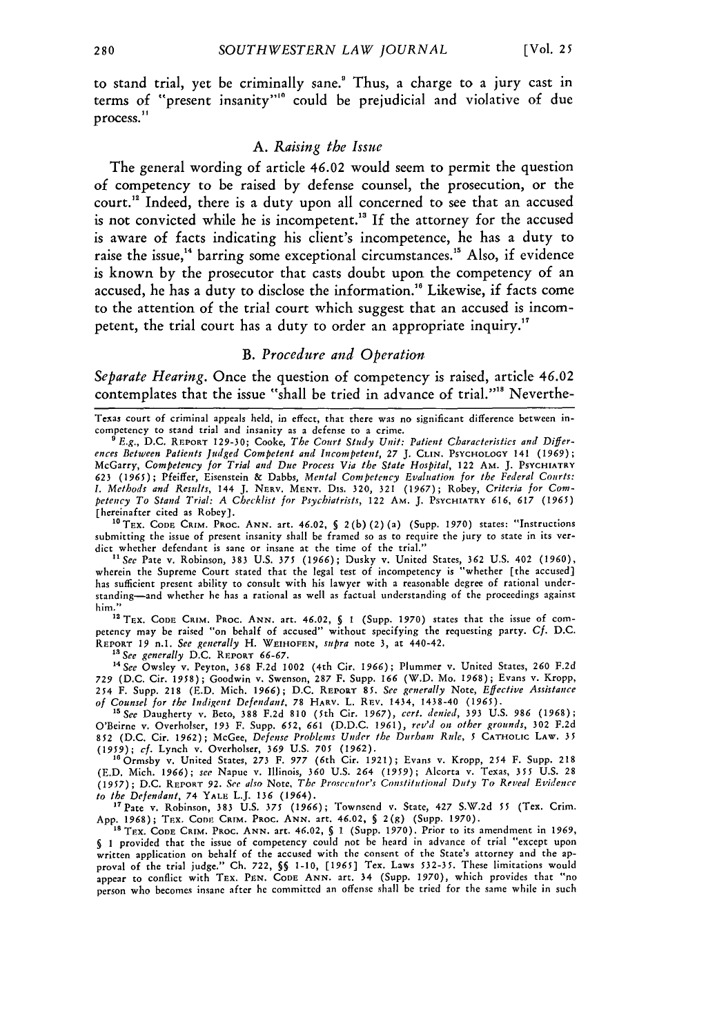to stand trial, yet be criminally sane.[9] Thus, a charge to a jury cast in terms of "present insanity"[10] could be prejudicial and violative of due process.[11]

### A. *Raising the Issue*

The general wording of article 46.02 would seem to permit the question of competency to be raised by defense counsel, the prosecution, or the court.[12] Indeed, there is a duty upon all concerned to see that an accused is not convicted while he is incompetent.[13] If the attorney for the accused is aware of facts indicating his client's incompetence, he has a duty to raise the issue,[14] barring some exceptional circumstances.[15] Also, if evidence is known by the prosecutor that casts doubt upon the competency of an accused, he has a duty to disclose the information.[16] Likewise, if facts come to the attention of the trial court which suggest that an accused is incompetent, the trial court has a duty to order an appropriate inquiry.[17]

### B. *Procedure and Operation*

*Separate Hearing.* Once the question of competency is raised, article 46.02 contemplates that the issue "shall be tried in advance of trial."[18] Neverthe-

---

Texas court of criminal appeals held, in effect, that there was no significant difference between incompetency to stand trial and insanity as a defense to a crime.

[9] *E.g.*, D.C. REPORT 129-30; Cooke, *The Court Study Unit: Patient Characteristics and Differences Between Patients Judged Competent and Incompetent*, 27 J. CLIN. PSYCHOLOGY 141 (1969); McGarry, *Competency for Trial and Due Process Via the State Hospital*, 122 AM. J. PSYCHIATRY 623 (1965); Pfeiffer, Eisenstein & Dabbs, *Mental Competency Evaluation for the Federal Courts: I. Methods and Results*, 144 J. NERV. MENT. DIS. 320, 321 (1967); Robey, *Criteria for Competency To Stand Trial: A Checklist for Psychiatrists*, 122 AM. J. PSYCHIATRY 616, 617 (1965) [hereinafter cited as Robey].

[10] TEX. CODE CRIM. PROC. ANN. art. 46.02, § 2(b)(2)(a) (Supp. 1970) states: "Instructions submitting the issue of present insanity shall be framed so as to require the jury to state in its verdict whether defendant is sane or insane at the time of the trial."

[11] *See* Pate v. Robinson, 383 U.S. 375 (1966); Dusky v. United States, 362 U.S. 402 (1960), wherein the Supreme Court stated that the legal test of incompetency is "whether [the accused] has sufficient present ability to consult with his lawyer with a reasonable degree of rational understanding—and whether he has a rational as well as factual understanding of the proceedings against him."

[12] TEX. CODE CRIM. PROC. ANN. art. 46.02, § 1 (Supp. 1970) states that the issue of competency may be raised "on behalf of accused" without specifying the requesting party. *Cf.* D.C. REPORT 19 n.1. *See generally* H. WEIHOFEN, *supra* note 3, at 440-42.

[13] *See generally* D.C. REPORT 66-67.

[14] *See* Owsley v. Peyton, 368 F.2d 1002 (4th Cir. 1966); Plummer v. United States, 260 F.2d 729 (D.C. Cir. 1958); Goodwin v. Swenson, 287 F. Supp. 166 (W.D. Mo. 1968); Evans v. Kropp, 254 F. Supp. 218 (E.D. Mich. 1966); D.C. REPORT 85. *See generally* Note, *Effective Assistance of Counsel for the Indigent Defendant*, 78 HARV. L. REV. 1434, 1438-40 (1965).

[15] *See* Daugherty v. Beto, 388 F.2d 810 (5th Cir. 1967), *cert. denied*, 393 U.S. 986 (1968); O'Beirne v. Overholser, 193 F. Supp. 652, 661 (D.D.C. 1961), *rev'd on other grounds*, 302 F.2d 852 (D.C. Cir. 1962); McGee, *Defense Problems Under the Durham Rule*, 5 CATHOLIC LAW. 35 (1959); *cf.* Lynch v. Overholser, 369 U.S. 705 (1962).

[16] Ormsby v. United States, 273 F. 977 (6th Cir. 1921); Evans v. Kropp, 254 F. Supp. 218 (E.D. Mich. 1966); *see* Napue v. Illinois, 360 U.S. 264 (1959); Alcorta v. Texas, 355 U.S. 28 (1957); D.C. REPORT 92. *See also* Note, *The Prosecutor's Constitutional Duty To Reveal Evidence to the Defendant*, 74 YALE L.J. 136 (1964).

[17] Pate v. Robinson, 383 U.S. 375 (1966); Townsend v. State, 427 S.W.2d 55 (Tex. Crim. App. 1968); TEX. CODE CRIM. PROC. ANN. art. 46.02, § 2(g) (Supp. 1970).

[18] TEX. CODE CRIM. PROC. ANN. art. 46.02, § 1 (Supp. 1970). Prior to its amendment in 1969, § 1 provided that the issue of competency could not be heard in advance of trial "except upon written application on behalf of the accused with the consent of the State's attorney and the approval of the trial judge." Ch. 722, §§ 1-10, [1965] Tex. Laws 532-35. These limitations would appear to conflict with TEX. PEN. CODE ANN. art. 34 (Supp. 1970), which provides that "no person who becomes insane after he committed an offense shall be tried for the same while in such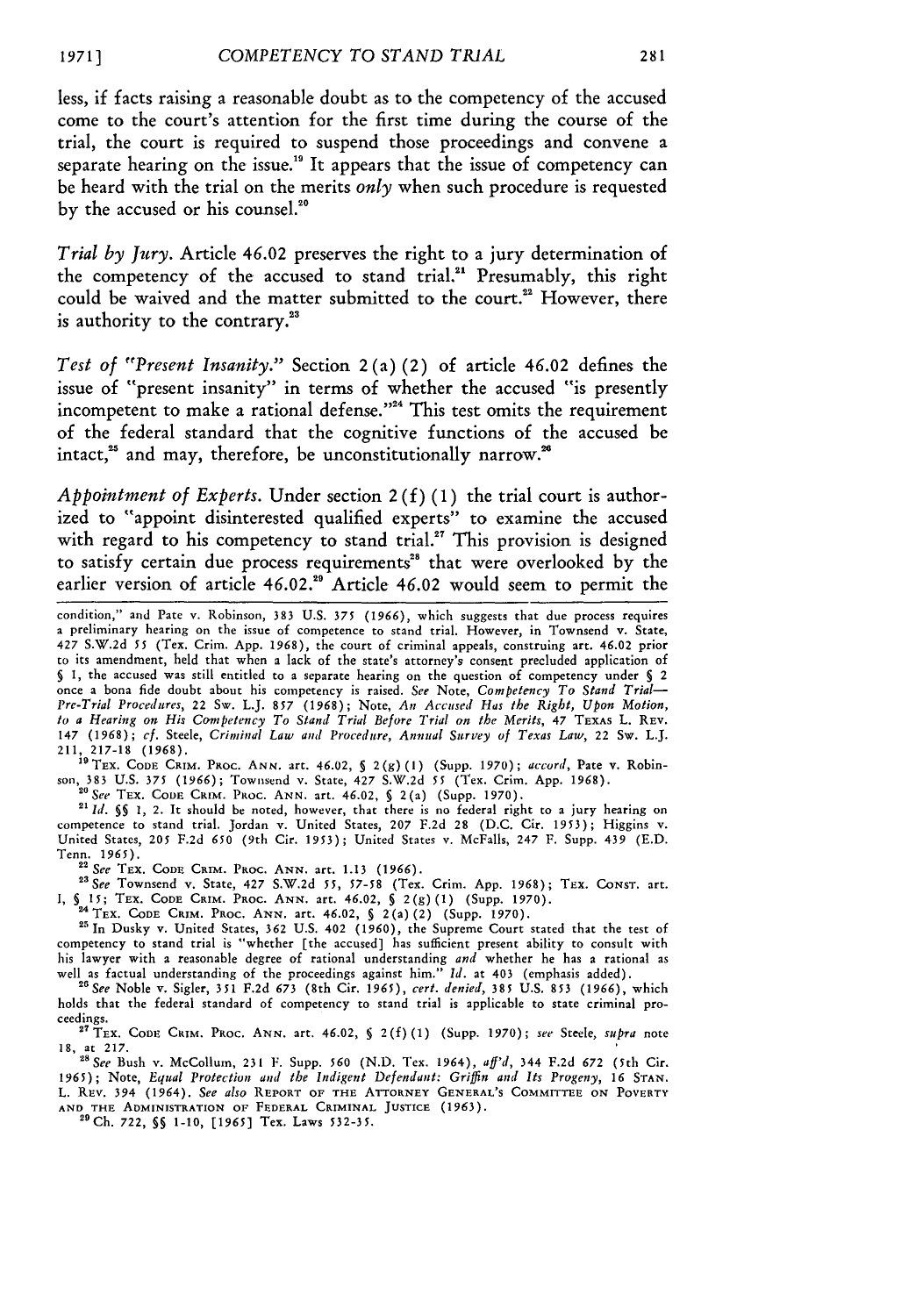less, if facts raising a reasonable doubt as to the competency of the accused come to the court's attention for the first time during the course of the trial, the court is required to suspend those proceedings and convene a separate hearing on the issue.[19] It appears that the issue of competency can be heard with the trial on the merits *only* when such procedure is requested by the accused or his counsel.[20]

*Trial by Jury.* Article 46.02 preserves the right to a jury determination of the competency of the accused to stand trial.[21] Presumably, this right could be waived and the matter submitted to the court.[22] However, there is authority to the contrary.[23]

*Test of "Present Insanity."* Section 2(a)(2) of article 46.02 defines the issue of "present insanity" in terms of whether the accused "is presently incompetent to make a rational defense."[24] This test omits the requirement of the federal standard that the cognitive functions of the accused be intact,[25] and may, therefore, be unconstitutionally narrow.[26]

*Appointment of Experts.* Under section 2(f)(1) the trial court is authorized to "appoint disinterested qualified experts" to examine the accused with regard to his competency to stand trial.[27] This provision is designed to satisfy certain due process requirements[28] that were overlooked by the earlier version of article 46.02.[29] Article 46.02 would seem to permit the

---

condition," and Pate v. Robinson, 383 U.S. 375 (1966), which suggests that due process requires a preliminary hearing on the issue of competence to stand trial. However, in Townsend v. State, 427 S.W.2d 55 (Tex. Crim. App. 1968), the court of criminal appeals, construing art. 46.02 prior to its amendment, held that when a lack of the state's attorney's consent precluded application of § 1, the accused was still entitled to a separate hearing on the question of competency under § 2 once a bona fide doubt about his competency is raised. *See* Note, *Competency To Stand Trial—Pre-Trial Procedures*, 22 Sw. L.J. 857 (1968); Note, *An Accused Has the Right, Upon Motion, to a Hearing on His Competency To Stand Trial Before Trial on the Merits*, 47 TEXAS L. REV. 147 (1968); *cf.* Steele, *Criminal Law and Procedure, Annual Survey of Texas Law*, 22 Sw. L.J. 211, 217-18 (1968).

[19] TEX. CODE CRIM. PROC. ANN. art. 46.02, § 2(g)(1) (Supp. 1970); *accord*, Pate v. Robinson, 383 U.S. 375 (1966); Townsend v. State, 427 S.W.2d 55 (Tex. Crim. App. 1968).

[20] *See* TEX. CODE CRIM. PROC. ANN. art. 46.02, § 2(a) (Supp. 1970).

[21] *Id.* §§ 1, 2. It should be noted, however, that there is no federal right to a jury hearing on competence to stand trial. Jordan v. United States, 207 F.2d 28 (D.C. Cir. 1953); Higgins v. United States, 205 F.2d 650 (9th Cir. 1953); United States v. McFalls, 247 F. Supp. 439 (E.D. Tenn. 1965).

[22] *See* TEX. CODE CRIM. PROC. ANN. art. 1.13 (1966).

[23] *See* Townsend v. State, 427 S.W.2d 55, 57-58 (Tex. Crim. App. 1968); TEX. CONST. art. I, § 15; TEX. CODE CRIM. PROC. ANN. art. 46.02, § 2(g)(1) (Supp. 1970).

[24] TEX. CODE CRIM. PROC. ANN. art. 46.02, § 2(a)(2) (Supp. 1970).

[25] In Dusky v. United States, 362 U.S. 402 (1960), the Supreme Court stated that the test of competency to stand trial is "whether [the accused] has sufficient present ability to consult with his lawyer with a reasonable degree of rational understanding *and* whether he has a rational as well as factual understanding of the proceedings against him." *Id.* at 403 (emphasis added).

[26] *See* Noble v. Sigler, 351 F.2d 673 (8th Cir. 1965), *cert. denied*, 385 U.S. 853 (1966), which holds that the federal standard of competency to stand trial is applicable to state criminal proceedings.

[27] TEX. CODE CRIM. PROC. ANN. art. 46.02, § 2(f)(1) (Supp. 1970); *see* Steele, *supra* note 18, at 217.

[28] *See* Bush v. McCollum, 231 F. Supp. 560 (N.D. Tex. 1964), *aff'd*, 344 F.2d 672 (5th Cir. 1965); Note, *Equal Protection and the Indigent Defendant: Griffin and Its Progeny*, 16 STAN. L. REV. 394 (1964). *See also* REPORT OF THE ATTORNEY GENERAL'S COMMITTEE ON POVERTY AND THE ADMINISTRATION OF FEDERAL CRIMINAL JUSTICE (1963).

[29] Ch. 722, §§ 1-10, [1965] Tex. Laws 532-35.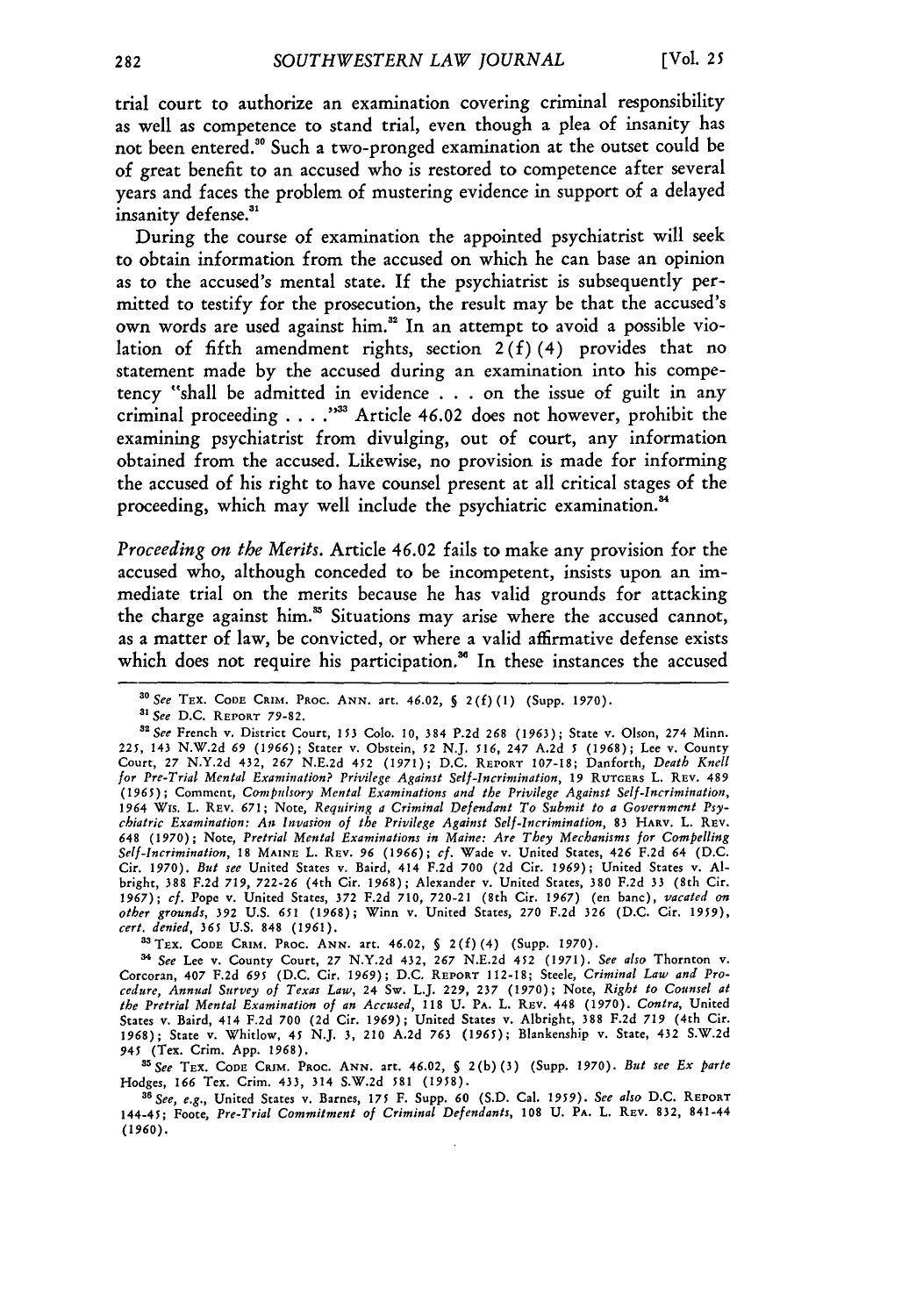trial court to authorize an examination covering criminal responsibility as well as competence to stand trial, even though a plea of insanity has not been entered.[30] Such a two-pronged examination at the outset could be of great benefit to an accused who is restored to competence after several years and faces the problem of mustering evidence in support of a delayed insanity defense.[31]

During the course of examination the appointed psychiatrist will seek to obtain information from the accused on which he can base an opinion as to the accused's mental state. If the psychiatrist is subsequently permitted to testify for the prosecution, the result may be that the accused's own words are used against him.[32] In an attempt to avoid a possible violation of fifth amendment rights, section 2(f)(4) provides that no statement made by the accused during an examination into his competency "shall be admitted in evidence . . . on the issue of guilt in any criminal proceeding . . . ."[33] Article 46.02 does not however, prohibit the examining psychiatrist from divulging, out of court, any information obtained from the accused. Likewise, no provision is made for informing the accused of his right to have counsel present at all critical stages of the proceeding, which may well include the psychiatric examination.[34]

*Proceeding on the Merits.* Article 46.02 fails to make any provision for the accused who, although conceded to be incompetent, insists upon an immediate trial on the merits because he has valid grounds for attacking the charge against him.[35] Situations may arise where the accused cannot, as a matter of law, be convicted, or where a valid affirmative defense exists which does not require his participation.[36] In these instances the accused

---

[30] *See* TEX. CODE CRIM. PROC. ANN. art. 46.02, § 2(f)(1) (Supp. 1970).

[31] *See* D.C. REPORT 79-82.

[32] *See* French v. District Court, 153 Colo. 10, 384 P.2d 268 (1963); State v. Olson, 274 Minn. 225, 143 N.W.2d 69 (1966); Stater v. Obstein, 52 N.J. 516, 247 A.2d 5 (1968); Lee v. County Court, 27 N.Y.2d 432, 267 N.E.2d 452 (1971); D.C. REPORT 107-18; Danforth, *Death Knell for Pre-Trial Mental Examination? Privilege Against Self-Incrimination*, 19 RUTGERS L. REV. 489 (1965); Comment, *Compulsory Mental Examinations and the Privilege Against Self-Incrimination*, 1964 WIS. L. REV. 671; Note, *Requiring a Criminal Defendant To Submit to a Government Psychiatric Examination: An Invasion of the Privilege Against Self-Incrimination*, 83 HARV. L. REV. 648 (1970); Note, *Pretrial Mental Examinations in Maine: Are They Mechanisms for Compelling Self-Incrimination*, 18 MAINE L. REV. 96 (1966); *cf.* Wade v. United States, 426 F.2d 64 (D.C. Cir. 1970). *But see* United States v. Baird, 414 F.2d 700 (2d Cir. 1969); United States v. Albright, 388 F.2d 719, 722-26 (4th Cir. 1968); Alexander v. United States, 380 F.2d 33 (8th Cir. 1967); *cf.* Pope v. United States, 372 F.2d 710, 720-21 (8th Cir. 1967) (en banc), *vacated on other grounds*, 392 U.S. 651 (1968); Winn v. United States, 270 F.2d 326 (D.C. Cir. 1959), *cert. denied*, 365 U.S. 848 (1961).

[33] TEX. CODE CRIM. PROC. ANN. art. 46.02, § 2(f)(4) (Supp. 1970).

[34] *See* Lee v. County Court, 27 N.Y.2d 432, 267 N.E.2d 452 (1971). *See also* Thornton v. Corcoran, 407 F.2d 695 (D.C. Cir. 1969); D.C. REPORT 112-18; Steele, *Criminal Law and Procedure, Annual Survey of Texas Law*, 24 Sw. L.J. 229, 237 (1970); Note, *Right to Counsel at the Pretrial Mental Examination of an Accused*, 118 U. PA. L. REV. 448 (1970). *Contra*, United States v. Baird, 414 F.2d 700 (2d Cir. 1969); United States v. Albright, 388 F.2d 719 (4th Cir. 1968); State v. Whitlow, 45 N.J. 3, 210 A.2d 763 (1965); Blankenship v. State, 432 S.W.2d 945 (Tex. Crim. App. 1968).

[35] *See* TEX. CODE CRIM. PROC. ANN. art. 46.02, § 2(b)(3) (Supp. 1970). *But see Ex parte* Hodges, 166 Tex. Crim. 433, 314 S.W.2d 581 (1958).

[36] *See, e.g.*, United States v. Barnes, 175 F. Supp. 60 (S.D. Cal. 1959). *See also* D.C. REPORT 144-45; Foote, *Pre-Trial Commitment of Criminal Defendants*, 108 U. PA. L. REV. 832, 841-44 (1960).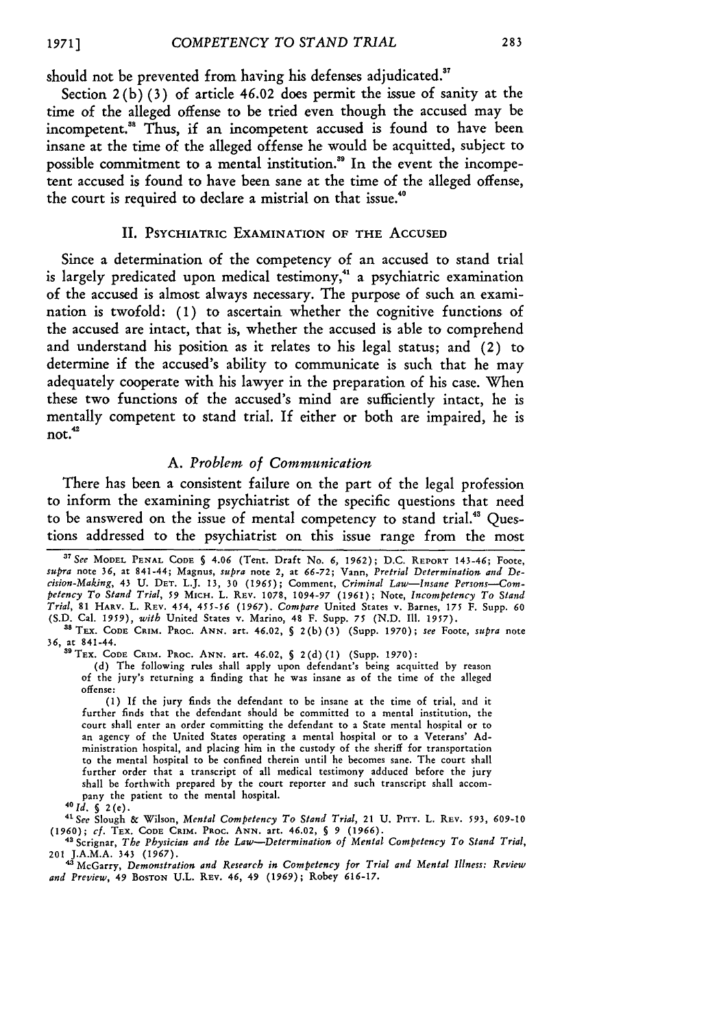should not be prevented from having his defenses adjudicated.[37]

Section 2(b)(3) of article 46.02 does permit the issue of sanity at the time of the alleged offense to be tried even though the accused may be incompetent.[38] Thus, if an incompetent accused is found to have been insane at the time of the alleged offense he would be acquitted, subject to possible commitment to a mental institution.[39] In the event the incompetent accused is found to have been sane at the time of the alleged offense, the court is required to declare a mistrial on that issue.[40]

## II. Psychiatric Examination of the Accused

Since a determination of the competency of an accused to stand trial is largely predicated upon medical testimony,[41] a psychiatric examination of the accused is almost always necessary. The purpose of such an examination is twofold: (1) to ascertain whether the cognitive functions of the accused are intact, that is, whether the accused is able to comprehend and understand his position as it relates to his legal status; and (2) to determine if the accused's ability to communicate is such that he may adequately cooperate with his lawyer in the preparation of his case. When these two functions of the accused's mind are sufficiently intact, he is mentally competent to stand trial. If either or both are impaired, he is not.[42]

### A. *Problem of Communication*

There has been a consistent failure on the part of the legal profession to inform the examining psychiatrist of the specific questions that need to be answered on the issue of mental competency to stand trial.[43] Questions addressed to the psychiatrist on this issue range from the most

---

[37] *See* Model Penal Code § 4.06 (Tent. Draft No. 6, 1962); D.C. Report 143-46; Foote, *supra* note 36, at 841-44; Magnus, *supra* note 2, at 66-72; Vann, *Pretrial Determination and Decision-Making*, 43 U. Det. L.J. 13, 30 (1965); Comment, *Criminal Law—Insane Persons—Competency To Stand Trial*, 59 Mich. L. Rev. 1078, 1094-97 (1961); Note, *Incompetency To Stand Trial*, 81 Harv. L. Rev. 454, 455-56 (1967). *Compare* United States v. Barnes, 175 F. Supp. 60 (S.D. Cal. 1959), *with* United States v. Marino, 48 F. Supp. 75 (N.D. Ill. 1957).

[38] Tex. Code Crim. Proc. Ann. art. 46.02, § 2(b)(3) (Supp. 1970); *see* Foote, *supra* note 36, at 841-44.

[39] Tex. Code Crim. Proc. Ann. art. 46.02, § 2(d)(1) (Supp. 1970):

> (d) The following rules shall apply upon defendant's being acquitted by reason of the jury's returning a finding that he was insane as of the time of the alleged offense:
>
> (1) If the jury finds the defendant to be insane at the time of trial, and it further finds that the defendant should be committed to a mental institution, the court shall enter an order committing the defendant to a State mental hospital or to an agency of the United States operating a mental hospital or to a Veterans' Administration hospital, and placing him in the custody of the sheriff for transportation to the mental hospital to be confined therein until he becomes sane. The court shall further order that a transcript of all medical testimony adduced before the jury shall be forthwith prepared by the court reporter and such transcript shall accompany the patient to the mental hospital.

[40] *Id.* § 2(e).

[41] *See* Slough & Wilson, *Mental Competency To Stand Trial*, 21 U. Pitt. L. Rev. 593, 609-10 (1960); *cf.* Tex. Code Crim. Proc. Ann. art. 46.02, § 9 (1966).

[42] Scrignar, *The Physician and the Law—Determination of Mental Competency To Stand Trial*, 201 J.A.M.A. 343 (1967).

[43] McGarry, *Demonstration and Research in Competency for Trial and Mental Illness: Review and Preview*, 49 Boston U.L. Rev. 46, 49 (1969); Robey 616-17.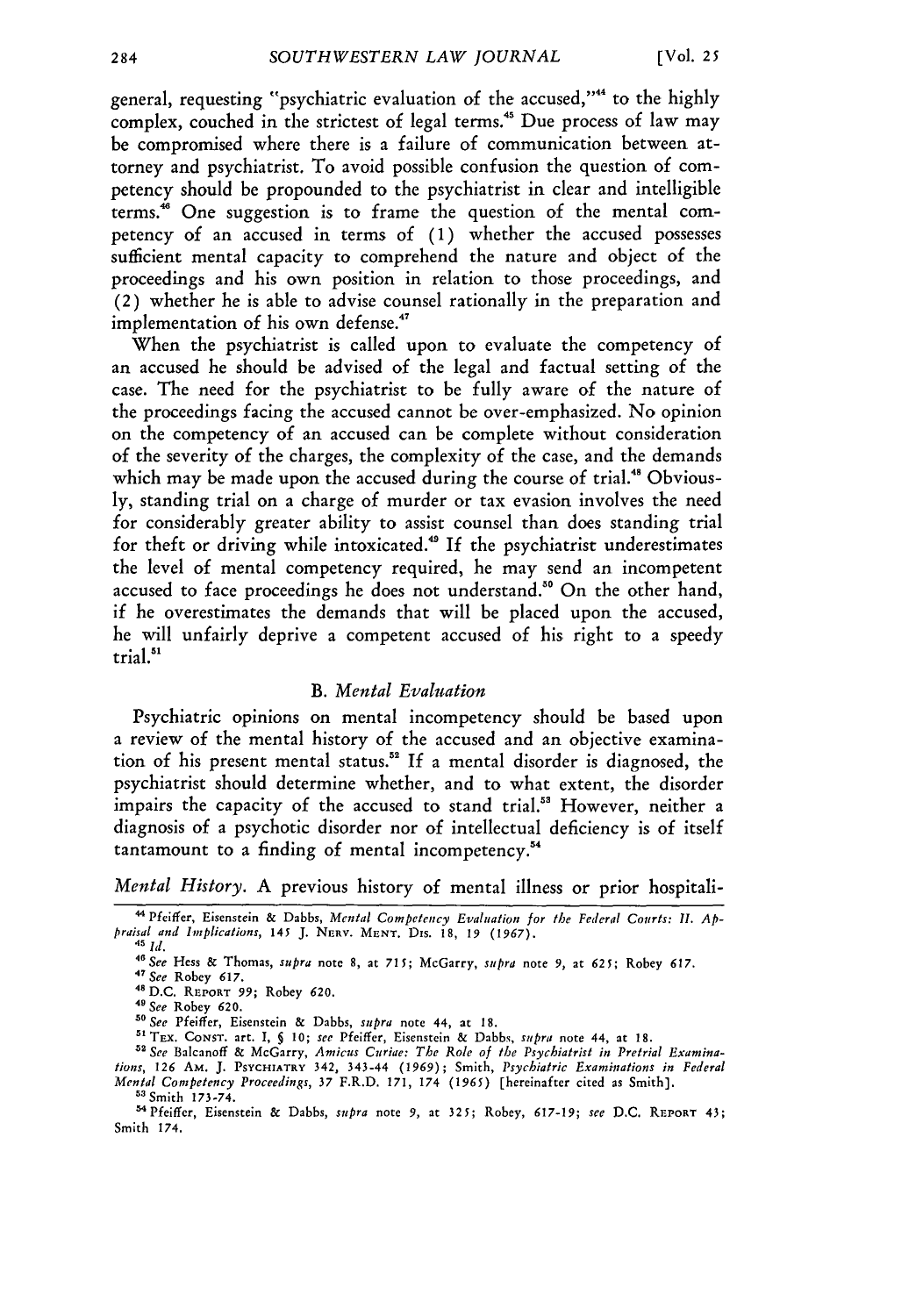general, requesting "psychiatric evaluation of the accused,"[44] to the highly complex, couched in the strictest of legal terms.[45] Due process of law may be compromised where there is a failure of communication between attorney and psychiatrist. To avoid possible confusion the question of competency should be propounded to the psychiatrist in clear and intelligible terms.[46] One suggestion is to frame the question of the mental competency of an accused in terms of (1) whether the accused possesses sufficient mental capacity to comprehend the nature and object of the proceedings and his own position in relation to those proceedings, and (2) whether he is able to advise counsel rationally in the preparation and implementation of his own defense.[47]

When the psychiatrist is called upon to evaluate the competency of an accused he should be advised of the legal and factual setting of the case. The need for the psychiatrist to be fully aware of the nature of the proceedings facing the accused cannot be over-emphasized. No opinion on the competency of an accused can be complete without consideration of the severity of the charges, the complexity of the case, and the demands which may be made upon the accused during the course of trial.[48] Obviously, standing trial on a charge of murder or tax evasion involves the need for considerably greater ability to assist counsel than does standing trial for theft or driving while intoxicated.[49] If the psychiatrist underestimates the level of mental competency required, he may send an incompetent accused to face proceedings he does not understand.[50] On the other hand, if he overestimates the demands that will be placed upon the accused, he will unfairly deprive a competent accused of his right to a speedy trial.[51]

### B. *Mental Evaluation*

Psychiatric opinions on mental incompetency should be based upon a review of the mental history of the accused and an objective examination of his present mental status.[52] If a mental disorder is diagnosed, the psychiatrist should determine whether, and to what extent, the disorder impairs the capacity of the accused to stand trial.[53] However, neither a diagnosis of a psychotic disorder nor of intellectual deficiency is of itself tantamount to a finding of mental incompetency.[54]

*Mental History.* A previous history of mental illness or prior hospitali-

---

[44] Pfeiffer, Eisenstein & Dabbs, *Mental Competency Evaluation for the Federal Courts: II. Appraisal and Implications*, 145 J. NERV. MENT. DIS. 18, 19 (1967).

[45] *Id.*

[46] *See* Hess & Thomas, *supra* note 8, at 715; McGarry, *supra* note 9, at 625; Robey 617.

[47] *See* Robey 617.

[48] D.C. REPORT 99; Robey 620.

[49] *See* Robey 620.

[50] *See* Pfeiffer, Eisenstein & Dabbs, *supra* note 44, at 18.

[51] TEX. CONST. art. I, § 10; *see* Pfeiffer, Eisenstein & Dabbs, *supra* note 44, at 18.

[52] *See* Balcanoff & McGarry, *Amicus Curiae: The Role of the Psychiatrist in Pretrial Examinations*, 126 AM. J. PSYCHIATRY 342, 343-44 (1969); Smith, *Psychiatric Examinations in Federal Mental Competency Proceedings*, 37 F.R.D. 171, 174 (1965) [hereinafter cited as Smith].

[53] Smith 173-74.

[54] Pfeiffer, Eisenstein & Dabbs, *supra* note 9, at 325; Robey, 617-19; *see* D.C. REPORT 43; Smith 174.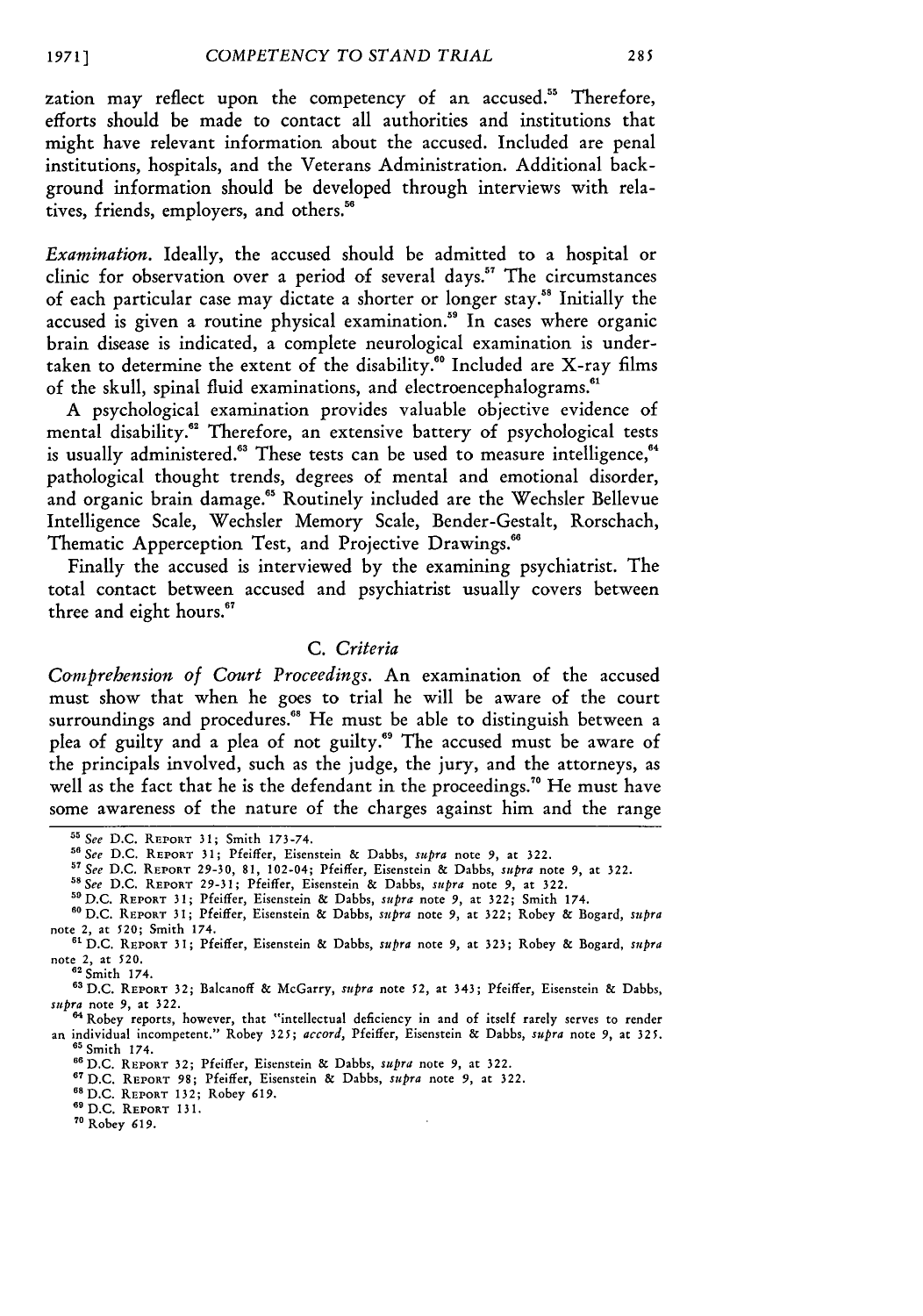zation may reflect upon the competency of an accused.[55] Therefore, efforts should be made to contact all authorities and institutions that might have relevant information about the accused. Included are penal institutions, hospitals, and the Veterans Administration. Additional background information should be developed through interviews with relatives, friends, employers, and others.[56]

*Examination.* Ideally, the accused should be admitted to a hospital or clinic for observation over a period of several days.[57] The circumstances of each particular case may dictate a shorter or longer stay.[58] Initially the accused is given a routine physical examination.[59] In cases where organic brain disease is indicated, a complete neurological examination is undertaken to determine the extent of the disability.[60] Included are X-ray films of the skull, spinal fluid examinations, and electroencephalograms.[61]

A psychological examination provides valuable objective evidence of mental disability.[62] Therefore, an extensive battery of psychological tests is usually administered.[63] These tests can be used to measure intelligence,[64] pathological thought trends, degrees of mental and emotional disorder, and organic brain damage.[65] Routinely included are the Wechsler Bellevue Intelligence Scale, Wechsler Memory Scale, Bender-Gestalt, Rorschach, Thematic Apperception Test, and Projective Drawings.[66]

Finally the accused is interviewed by the examining psychiatrist. The total contact between accused and psychiatrist usually covers between three and eight hours.[67]

### C. *Criteria*

*Comprehension of Court Proceedings.* An examination of the accused must show that when he goes to trial he will be aware of the court surroundings and procedures.[68] He must be able to distinguish between a plea of guilty and a plea of not guilty.[69] The accused must be aware of the principals involved, such as the judge, the jury, and the attorneys, as well as the fact that he is the defendant in the proceedings.[70] He must have some awareness of the nature of the charges against him and the range

---

[55] *See* D.C. REPORT 31; Smith 173-74.

[56] *See* D.C. REPORT 31; Pfeiffer, Eisenstein & Dabbs, *supra* note 9, at 322.

[57] *See* D.C. REPORT 29-30, 81, 102-04; Pfeiffer, Eisenstein & Dabbs, *supra* note 9, at 322.

[58] *See* D.C. REPORT 29-31; Pfeiffer, Eisenstein & Dabbs, *supra* note 9, at 322.

[59] D.C. REPORT 31; Pfeiffer, Eisenstein & Dabbs, *supra* note 9, at 322; Smith 174.

[60] D.C. REPORT 31; Pfeiffer, Eisenstein & Dabbs, *supra* note 9, at 322; Robey & Bogard, *supra* note 2, at 520; Smith 174.

[61] D.C. REPORT 31; Pfeiffer, Eisenstein & Dabbs, *supra* note 9, at 323; Robey & Bogard, *supra* note 2, at 520.

[62] Smith 174.

[63] D.C. REPORT 32; Balcanoff & McGarry, *supra* note 52, at 343; Pfeiffer, Eisenstein & Dabbs, *supra* note 9, at 322.

[64] Robey reports, however, that "intellectual deficiency in and of itself rarely serves to render an individual incompetent." Robey 325; *accord*, Pfeiffer, Eisenstein & Dabbs, *supra* note 9, at 325.

[65] Smith 174.

[66] D.C. REPORT 32; Pfeiffer, Eisenstein & Dabbs, *supra* note 9, at 322.

[67] D.C. REPORT 98; Pfeiffer, Eisenstein & Dabbs, *supra* note 9, at 322.

[68] D.C. REPORT 132; Robey 619.

[69] D.C. REPORT 131.

[70] Robey 619.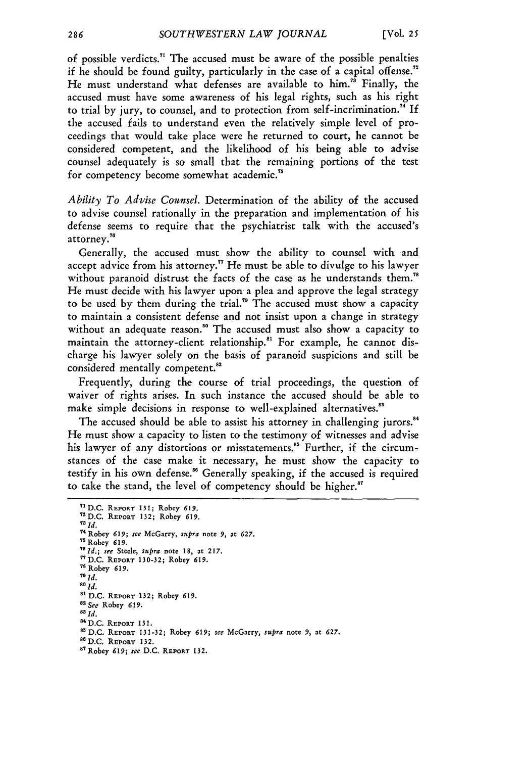of possible verdicts.[71] The accused must be aware of the possible penalties if he should be found guilty, particularly in the case of a capital offense.[72] He must understand what defenses are available to him.[73] Finally, the accused must have some awareness of his legal rights, such as his right to trial by jury, to counsel, and to protection from self-incrimination.[74] If the accused fails to understand even the relatively simple level of proceedings that would take place were he returned to court, he cannot be considered competent, and the likelihood of his being able to advise counsel adequately is so small that the remaining portions of the test for competency become somewhat academic.[75]

*Ability To Advise Counsel.* Determination of the ability of the accused to advise counsel rationally in the preparation and implementation of his defense seems to require that the psychiatrist talk with the accused's attorney.[76]

Generally, the accused must show the ability to counsel with and accept advice from his attorney.[77] He must be able to divulge to his lawyer without paranoid distrust the facts of the case as he understands them.[78] He must decide with his lawyer upon a plea and approve the legal strategy to be used by them during the trial.[79] The accused must show a capacity to maintain a consistent defense and not insist upon a change in strategy without an adequate reason.[80] The accused must also show a capacity to maintain the attorney-client relationship.[81] For example, he cannot discharge his lawyer solely on the basis of paranoid suspicions and still be considered mentally competent.[82]

Frequently, during the course of trial proceedings, the question of waiver of rights arises. In such instance the accused should be able to make simple decisions in response to well-explained alternatives.[83]

The accused should be able to assist his attorney in challenging jurors.[84] He must show a capacity to listen to the testimony of witnesses and advise his lawyer of any distortions or misstatements.[85] Further, if the circumstances of the case make it necessary, he must show the capacity to testify in his own defense.[86] Generally speaking, if the accused is required to take the stand, the level of competency should be higher.[87]

---

[71] D.C. REPORT 131; Robey 619.
[72] D.C. REPORT 132; Robey 619.
[73] *Id.*
[74] Robey 619; *see* McGarry, *supra* note 9, at 627.
[75] Robey 619.
[76] *Id.*; *see* Steele, *supra* note 18, at 217.
[77] D.C. REPORT 130-32; Robey 619.
[78] Robey 619.
[79] *Id.*
[80] *Id.*
[81] D.C. REPORT 132; Robey 619.
[82] *See* Robey 619.
[83] *Id.*
[84] D.C. REPORT 131.
[85] D.C. REPORT 131-32; Robey 619; *see* McGarry, *supra* note 9, at 627.
[86] D.C. REPORT 132.
[87] Robey 619; *see* D.C. REPORT 132.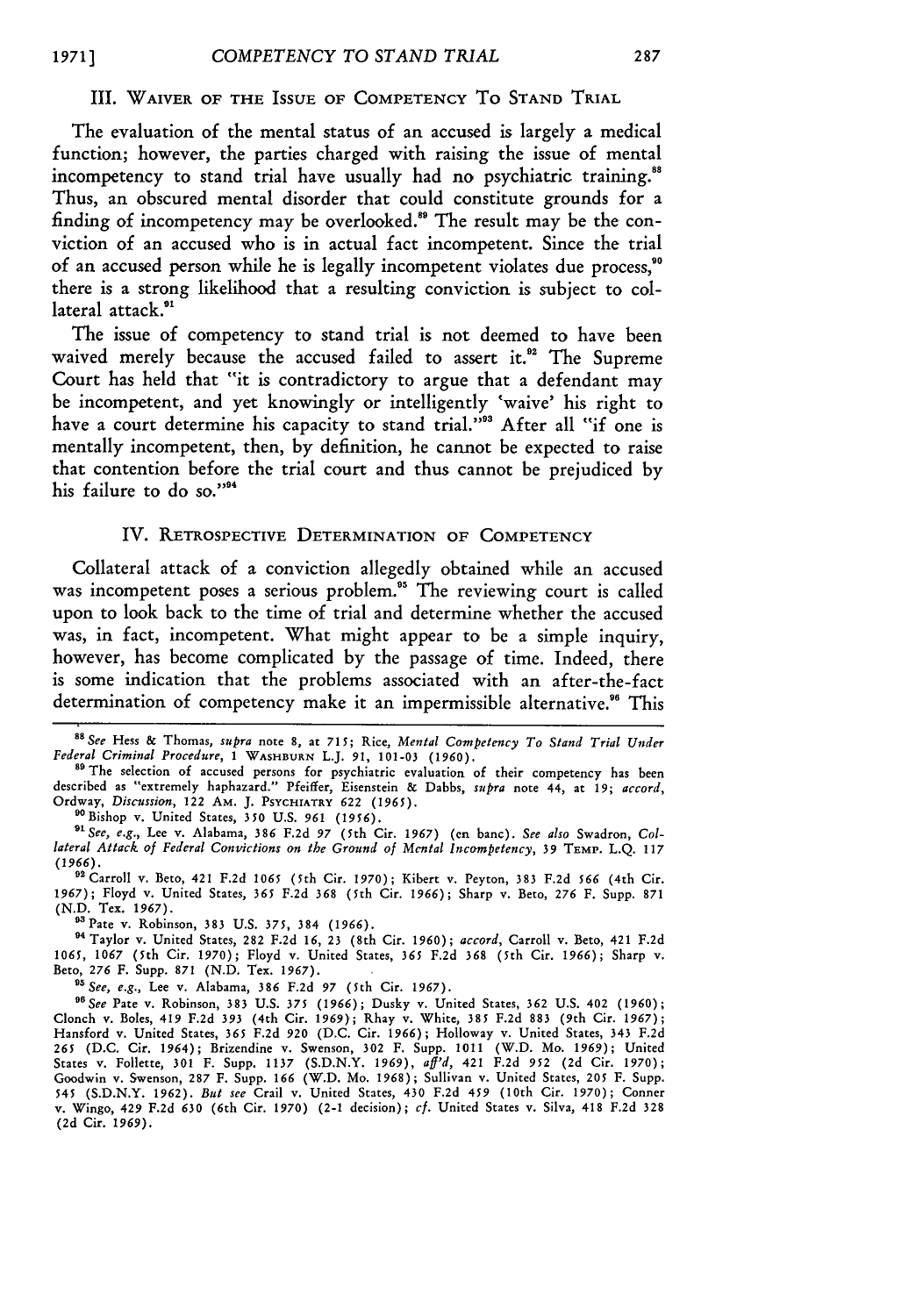## III. Waiver of the Issue of Competency To Stand Trial

The evaluation of the mental status of an accused is largely a medical function; however, the parties charged with raising the issue of mental incompetency to stand trial have usually had no psychiatric training.[88] Thus, an obscured mental disorder that could constitute grounds for a finding of incompetency may be overlooked.[89] The result may be the conviction of an accused who is in actual fact incompetent. Since the trial of an accused person while he is legally incompetent violates due process,[90] there is a strong likelihood that a resulting conviction is subject to collateral attack.[91]

The issue of competency to stand trial is not deemed to have been waived merely because the accused failed to assert it.[92] The Supreme Court has held that "it is contradictory to argue that a defendant may be incompetent, and yet knowingly or intelligently 'waive' his right to have a court determine his capacity to stand trial."[93] After all "if one is mentally incompetent, then, by definition, he cannot be expected to raise that contention before the trial court and thus cannot be prejudiced by his failure to do so."[94]

## IV. Retrospective Determination of Competency

Collateral attack of a conviction allegedly obtained while an accused was incompetent poses a serious problem.[95] The reviewing court is called upon to look back to the time of trial and determine whether the accused was, in fact, incompetent. What might appear to be a simple inquiry, however, has become complicated by the passage of time. Indeed, there is some indication that the problems associated with an after-the-fact determination of competency make it an impermissible alternative.[96] This

---

[88] *See* Hess & Thomas, *supra* note 8, at 715; Rice, *Mental Competency To Stand Trial Under Federal Criminal Procedure*, 1 Washburn L.J. 91, 101-03 (1960).

[89] The selection of accused persons for psychiatric evaluation of their competency has been described as "extremely haphazard." Pfeiffer, Eisenstein & Dabbs, *supra* note 44, at 19; *accord*, Ordway, *Discussion*, 122 Am. J. Psychiatry 622 (1965).

[90] Bishop v. United States, 350 U.S. 961 (1956).

[91] *See, e.g.*, Lee v. Alabama, 386 F.2d 97 (5th Cir. 1967) (en banc). *See also* Swadron, *Collateral Attack of Federal Convictions on the Ground of Mental Incompetency*, 39 Temp. L.Q. 117 (1966).

[92] Carroll v. Beto, 421 F.2d 1065 (5th Cir. 1970); Kibert v. Peyton, 383 F.2d 566 (4th Cir. 1967); Floyd v. United States, 365 F.2d 368 (5th Cir. 1966); Sharp v. Beto, 276 F. Supp. 871 (N.D. Tex. 1967).

[93] Pate v. Robinson, 383 U.S. 375, 384 (1966).

[94] Taylor v. United States, 282 F.2d 16, 23 (8th Cir. 1960); *accord*, Carroll v. Beto, 421 F.2d 1065, 1067 (5th Cir. 1970); Floyd v. United States, 365 F.2d 368 (5th Cir. 1966); Sharp v. Beto, 276 F. Supp. 871 (N.D. Tex. 1967).

[95] *See, e.g.*, Lee v. Alabama, 386 F.2d 97 (5th Cir. 1967).

[96] *See* Pate v. Robinson, 383 U.S. 375 (1966); Dusky v. United States, 362 U.S. 402 (1960); Clonch v. Boles, 419 F.2d 393 (4th Cir. 1969); Rhay v. White, 385 F.2d 883 (9th Cir. 1967); Hansford v. United States, 365 F.2d 920 (D.C. Cir. 1966); Holloway v. United States, 343 F.2d 265 (D.C. Cir. 1964); Brizendine v. Swenson, 302 F. Supp. 1011 (W.D. Mo. 1969); United States v. Follette, 301 F. Supp. 1137 (S.D.N.Y. 1969), *aff'd*, 421 F.2d 952 (2d Cir. 1970); Goodwin v. Swenson, 287 F. Supp. 166 (W.D. Mo. 1968); Sullivan v. United States, 205 F. Supp. 545 (S.D.N.Y. 1962). *But see* Crail v. United States, 430 F.2d 459 (10th Cir. 1970); Conner v. Wingo, 429 F.2d 630 (6th Cir. 1970) (2-1 decision); *cf.* United States v. Silva, 418 F.2d 328 (2d Cir. 1969).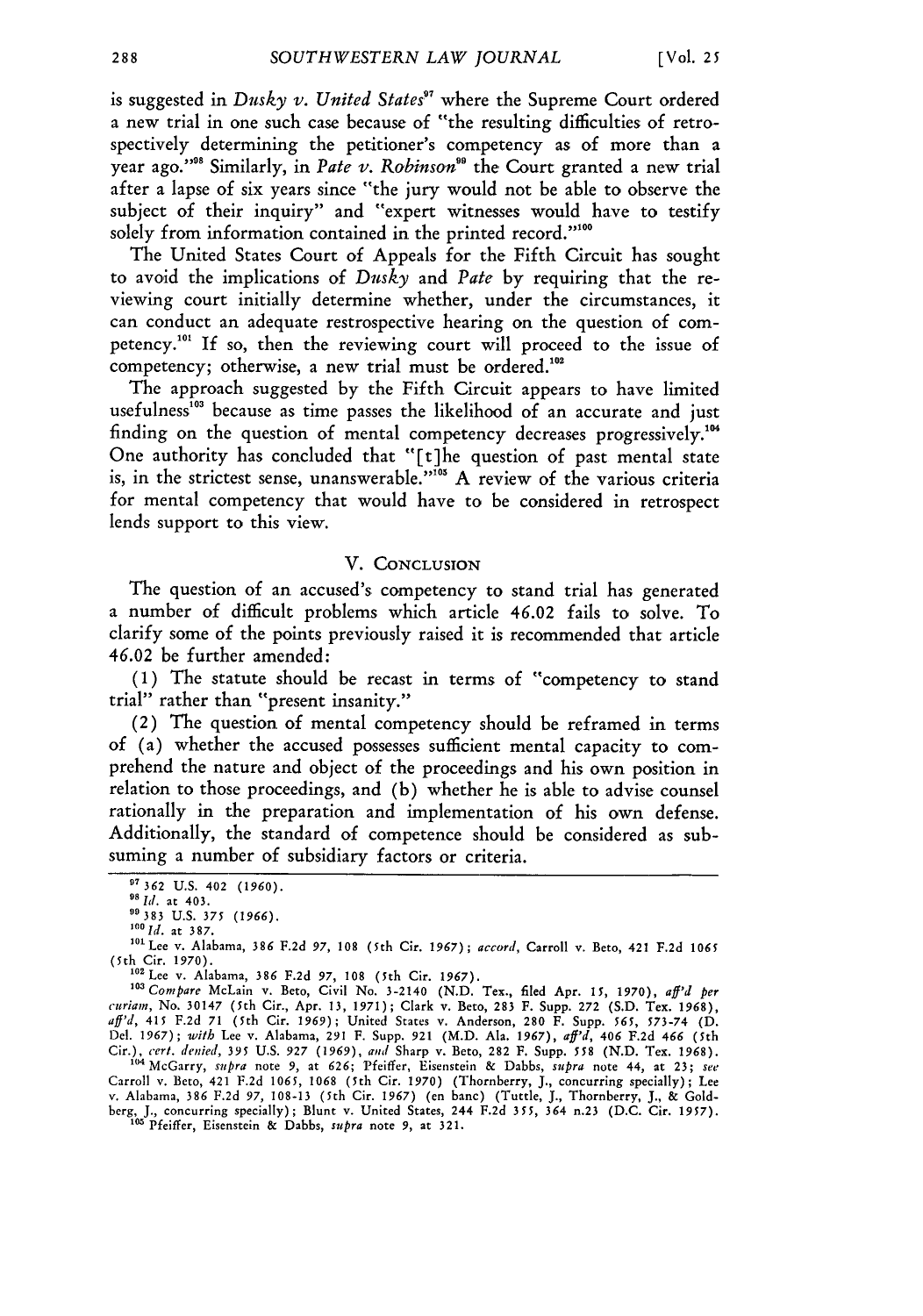is suggested in *Dusky v. United States*[97] where the Supreme Court ordered a new trial in one such case because of "the resulting difficulties of retrospectively determining the petitioner's competency as of more than a year ago."[98] Similarly, in *Pate v. Robinson*[99] the Court granted a new trial after a lapse of six years since "the jury would not be able to observe the subject of their inquiry" and "expert witnesses would have to testify solely from information contained in the printed record."[100]

The United States Court of Appeals for the Fifth Circuit has sought to avoid the implications of *Dusky* and *Pate* by requiring that the reviewing court initially determine whether, under the circumstances, it can conduct an adequate restrospective hearing on the question of competency.[101] If so, then the reviewing court will proceed to the issue of competency; otherwise, a new trial must be ordered.[102]

The approach suggested by the Fifth Circuit appears to have limited usefulness[103] because as time passes the likelihood of an accurate and just finding on the question of mental competency decreases progressively.[104] One authority has concluded that "[t]he question of past mental state is, in the strictest sense, unanswerable."[105] A review of the various criteria for mental competency that would have to be considered in retrospect lends support to this view.

## V. Conclusion

The question of an accused's competency to stand trial has generated a number of difficult problems which article 46.02 fails to solve. To clarify some of the points previously raised it is recommended that article 46.02 be further amended:

(1) The statute should be recast in terms of "competency to stand trial" rather than "present insanity."

(2) The question of mental competency should be reframed in terms of (a) whether the accused possesses sufficient mental capacity to comprehend the nature and object of the proceedings and his own position in relation to those proceedings, and (b) whether he is able to advise counsel rationally in the preparation and implementation of his own defense. Additionally, the standard of competence should be considered as subsuming a number of subsidiary factors or criteria.

---

[97] 362 U.S. 402 (1960).

[98] *Id.* at 403.

[99] 383 U.S. 375 (1966).

[100] *Id.* at 387.

[101] Lee v. Alabama, 386 F.2d 97, 108 (5th Cir. 1967); *accord*, Carroll v. Beto, 421 F.2d 1065 (5th Cir. 1970).

[102] Lee v. Alabama, 386 F.2d 97, 108 (5th Cir. 1967).

[103] *Compare* McLain v. Beto, Civil No. 3-2140 (N.D. Tex., filed Apr. 15, 1970), *aff'd per curiam*, No. 30147 (5th Cir., Apr. 13, 1971); Clark v. Beto, 283 F. Supp. 272 (S.D. Tex. 1968), *aff'd*, 415 F.2d 71 (5th Cir. 1969); United States v. Anderson, 280 F. Supp. 565, 573-74 (D. Del. 1967); *with* Lee v. Alabama, 291 F. Supp. 921 (M.D. Ala. 1967), *aff'd*, 406 F.2d 466 (5th Cir.), *cert. denied*, 395 U.S. 927 (1969), *and* Sharp v. Beto, 282 F. Supp. 558 (N.D. Tex. 1968).

[104] McGarry, *supra* note 9, at 626; Pfeiffer, Eisenstein & Dabbs, *supra* note 44, at 23; *see* Carroll v. Beto, 421 F.2d 1065, 1068 (5th Cir. 1970) (Thornberry, J., concurring specially); Lee v. Alabama, 386 F.2d 97, 108-13 (5th Cir. 1967) (en banc) (Tuttle, J., Thornberry, J., & Goldberg, J., concurring specially); Blunt v. United States, 244 F.2d 355, 364 n.23 (D.C. Cir. 1957).

[105] Pfeiffer, Eisenstein & Dabbs, *supra* note 9, at 321.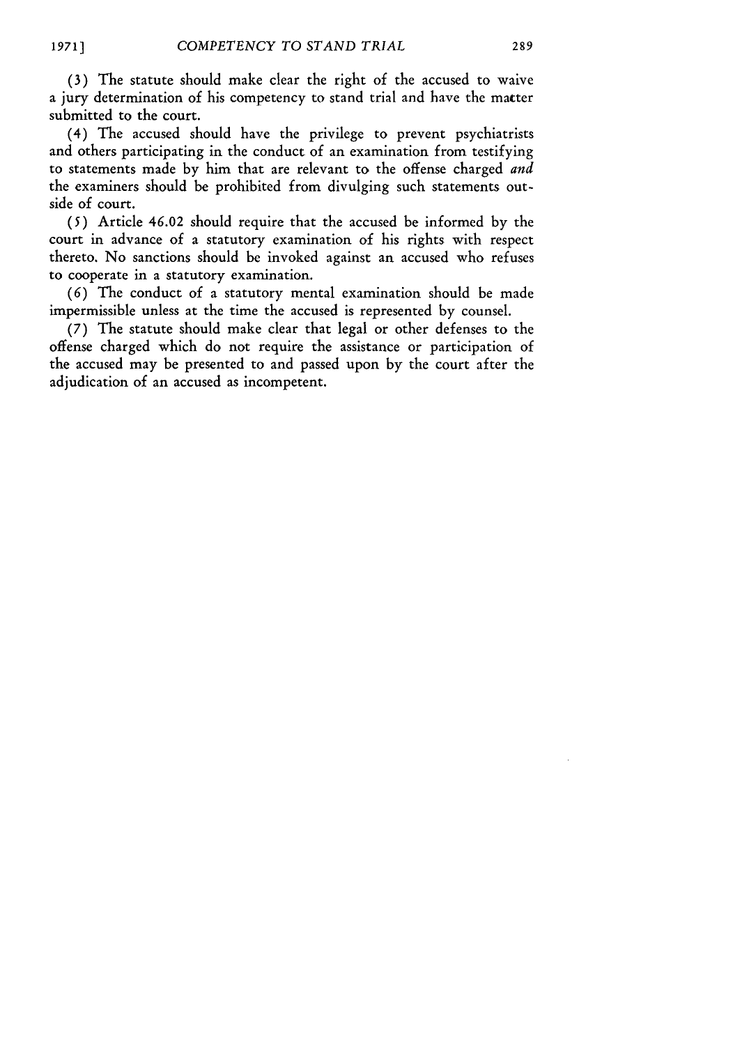(3) The statute should make clear the right of the accused to waive a jury determination of his competency to stand trial and have the matter submitted to the court.

(4) The accused should have the privilege to prevent psychiatrists and others participating in the conduct of an examination from testifying to statements made by him that are relevant to the offense charged *and* the examiners should be prohibited from divulging such statements outside of court.

(5) Article 46.02 should require that the accused be informed by the court in advance of a statutory examination of his rights with respect thereto. No sanctions should be invoked against an accused who refuses to cooperate in a statutory examination.

(6) The conduct of a statutory mental examination should be made impermissible unless at the time the accused is represented by counsel.

(7) The statute should make clear that legal or other defenses to the offense charged which do not require the assistance or participation of the accused may be presented to and passed upon by the court after the adjudication of an accused as incompetent.